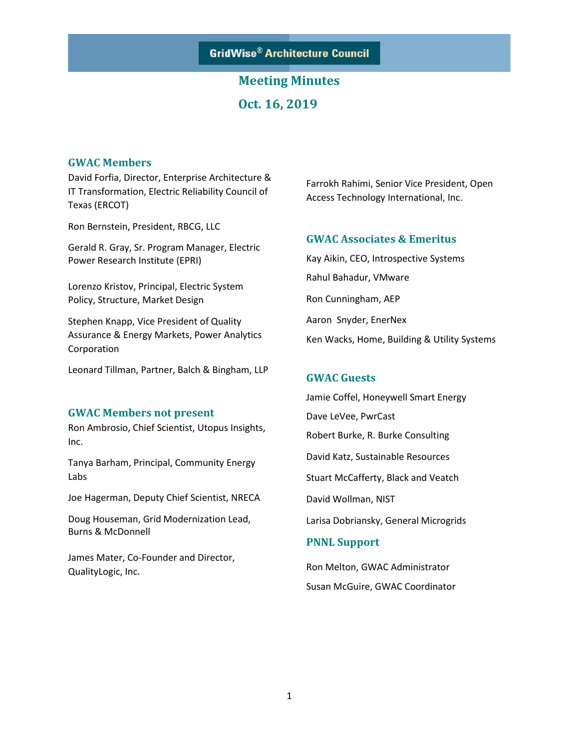GridWise® Architecture Council

# Meeting Minutes

## Oct. 16, 2019

### GWAC Members

David Forfia, Director, Enterprise Architecture & IT Transformation, Electric Reliability Council of Texas (ERCOT)

Ron Bernstein, President, RBCG, LLC

Gerald R. Gray, Sr. Program Manager, Electric Power Research Institute (EPRI)

Lorenzo Kristov, Principal, Electric System Policy, Structure, Market Design

Stephen Knapp, Vice President of Quality Assurance & Energy Markets, Power Analytics Corporation

Leonard Tillman, Partner, Balch & Bingham, LLP

Farrokh Rahimi, Senior Vice President, Open Access Technology International, Inc.

### GWAC Members not present

Ron Ambrosio, Chief Scientist, Utopus Insights, Inc.

Tanya Barham, Principal, Community Energy Labs

Joe Hagerman, Deputy Chief Scientist, NRECA

Doug Houseman, Grid Modernization Lead, Burns & McDonnell

James Mater, Co-Founder and Director, QualityLogic, Inc.

### GWAC Associates & Emeritus

Kay Aikin, CEO, Introspective Systems

Rahul Bahadur, VMware

Ron Cunningham, AEP

Aaron Snyder, EnerNex

Ken Wacks, Home, Building & Utility Systems

### GWAC Guests

Jamie Coffel, Honeywell Smart Energy

Dave LeVee, PwrCast

Robert Burke, R. Burke Consulting

David Katz, Sustainable Resources

Stuart McCafferty, Black and Veatch

David Wollman, NIST

Larisa Dobriansky, General Microgrids

### PNNL Support

Ron Melton, GWAC Administrator

Susan McGuire, GWAC Coordinator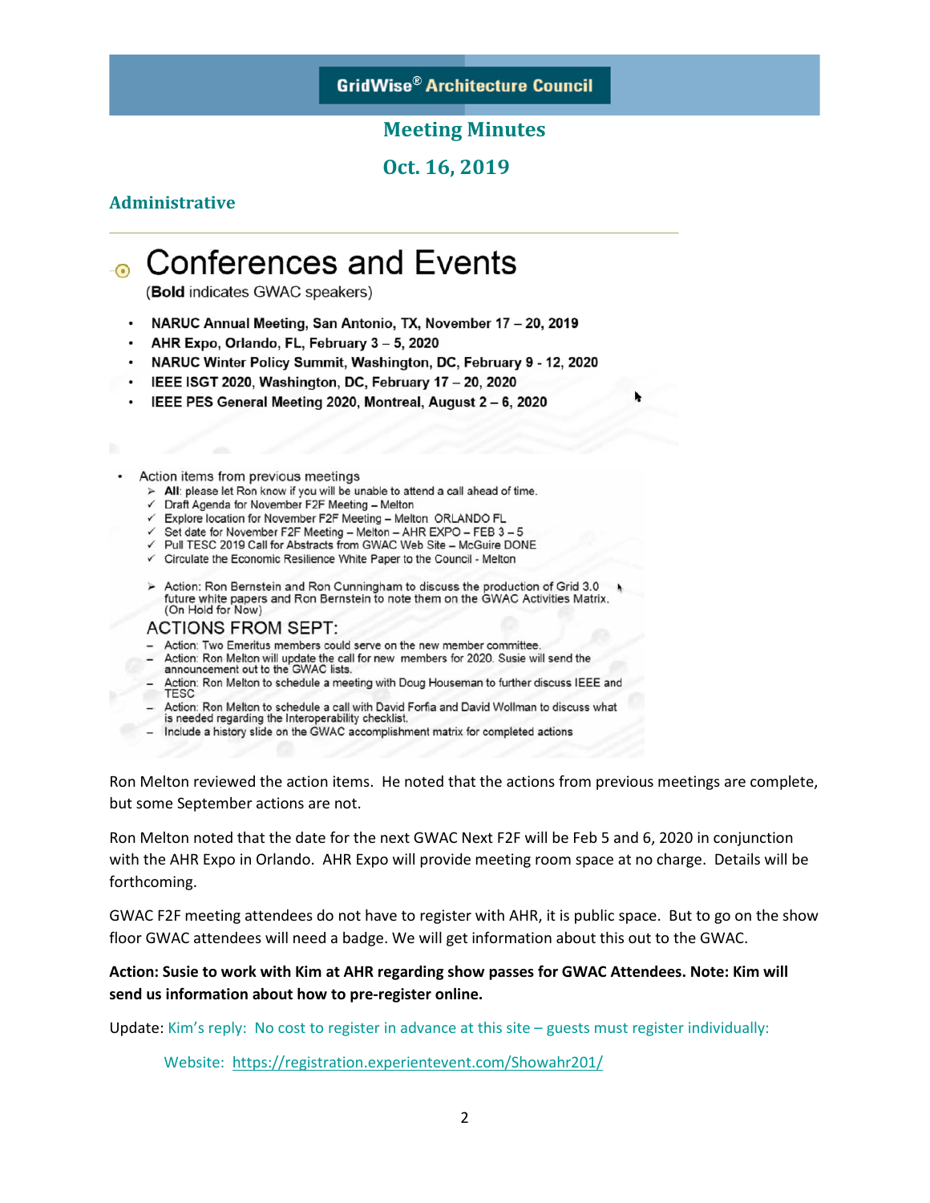# GridWise® Architecture Council

## Meeting Minutes

## Oct. 16, 2019

### Administrative

## Conferences and Events

(**Bold** indicates GWAC speakers)

- **NARUC Annual Meeting, San Antonio, TX, November 17 – 20, 2019**
- **AHR Expo, Orlando, FL, February 3 – 5, 2020**
- **NARUC Winter Policy Summit, Washington, DC, February 9 - 12, 2020**
- **IEEE ISGT 2020, Washington, DC, February 17 – 20, 2020**
- **IEEE PES General Meeting 2020, Montreal, August 2 – 6, 2020**

- Action items from previous meetings
  - ➢ **All**: please let Ron know if you will be unable to attend a call ahead of time.
  - ✓ Draft Agenda for November F2F Meeting – Melton
  - ✓ Explore location for November F2F Meeting – Melton ORLANDO FL
  - ✓ Set date for November F2F Meeting – Melton – AHR EXPO – FEB 3 – 5
  - ✓ Pull TESC 2019 Call for Abstracts from GWAC Web Site – McGuire DONE
  - ✓ Circulate the Economic Resilience White Paper to the Council - Melton
  - ➢ Action: Ron Bernstein and Ron Cunningham to discuss the production of Grid 3.0 future white papers and Ron Bernstein to note them on the GWAC Activities Matrix. (On Hold for Now)

ACTIONS FROM SEPT:

- Action: Two Emeritus members could serve on the new member committee.
- Action: Ron Melton will update the call for new members for 2020. Susie will send the announcement out to the GWAC lists.
- Action: Ron Melton to schedule a meeting with Doug Houseman to further discuss IEEE and TESC
- Action: Ron Melton to schedule a call with David Forfia and David Wollman to discuss what is needed regarding the Interoperability checklist.
- Include a history slide on the GWAC accomplishment matrix for completed actions

Ron Melton reviewed the action items. He noted that the actions from previous meetings are complete, but some September actions are not.

Ron Melton noted that the date for the next GWAC Next F2F will be Feb 5 and 6, 2020 in conjunction with the AHR Expo in Orlando. AHR Expo will provide meeting room space at no charge. Details will be forthcoming.

GWAC F2F meeting attendees do not have to register with AHR, it is public space. But to go on the show floor GWAC attendees will need a badge. We will get information about this out to the GWAC.

**Action: Susie to work with Kim at AHR regarding show passes for GWAC Attendees. Note: Kim will send us information about how to pre-register online.**

Update: Kim's reply: No cost to register in advance at this site – guests must register individually:

Website: https://registration.experientevent.com/Showahr201/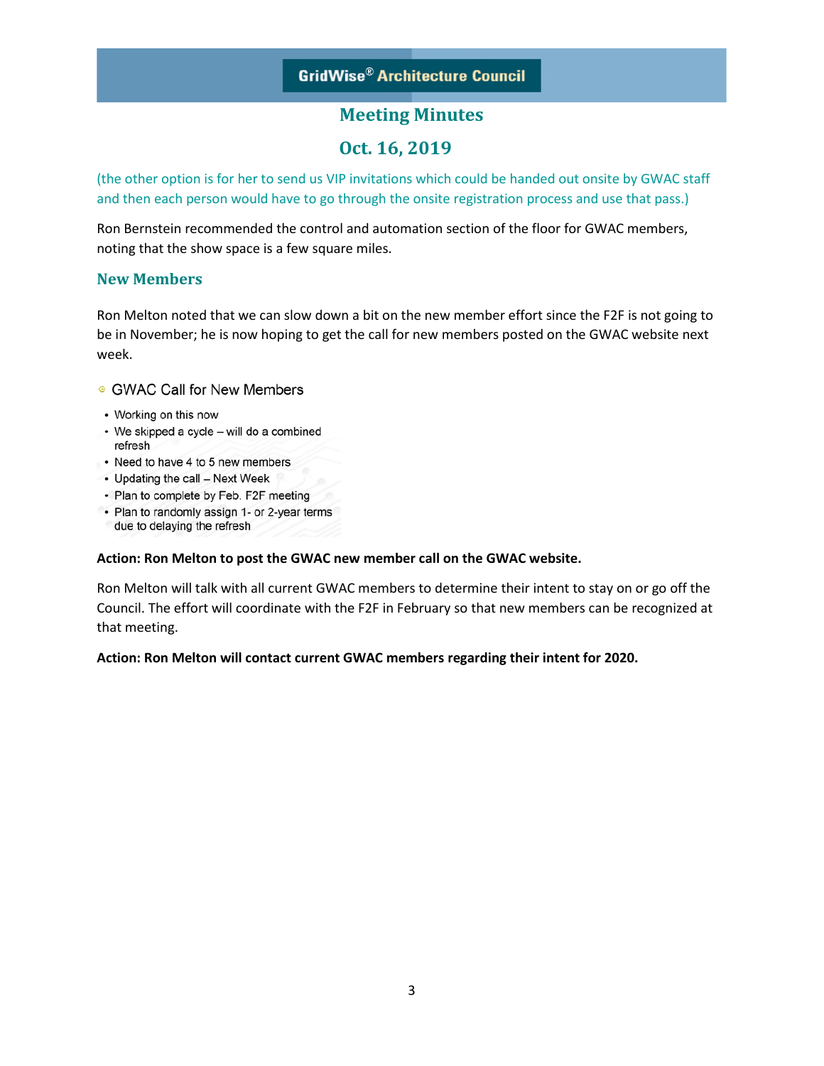(the other option is for her to send us VIP invitations which could be handed out onsite by GWAC staff and then each person would have to go through the onsite registration process and use that pass.)

Ron Bernstein recommended the control and automation section of the floor for GWAC members, noting that the show space is a few square miles.

## New Members

Ron Melton noted that we can slow down a bit on the new member effort since the F2F is not going to be in November; he is now hoping to get the call for new members posted on the GWAC website next week.

GWAC Call for New Members

- Working on this now
- We skipped a cycle – will do a combined refresh
- Need to have 4 to 5 new members
- Updating the call – Next Week
- Plan to complete by Feb. F2F meeting
- Plan to randomly assign 1- or 2-year terms due to delaying the refresh

**Action: Ron Melton to post the GWAC new member call on the GWAC website.**

Ron Melton will talk with all current GWAC members to determine their intent to stay on or go off the Council. The effort will coordinate with the F2F in February so that new members can be recognized at that meeting.

**Action: Ron Melton will contact current GWAC members regarding their intent for 2020.**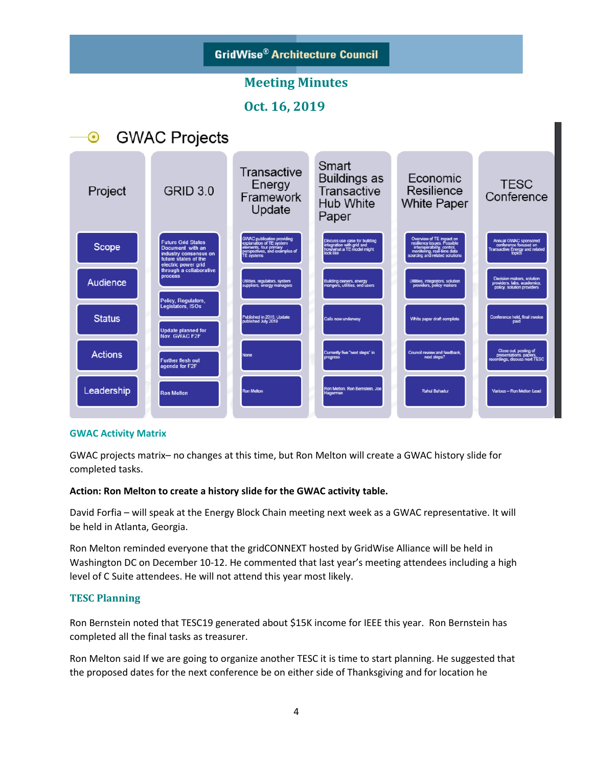# GridWise® Architecture Council

## Meeting Minutes

## Oct. 16, 2019

### GWAC Projects

| Project | GRID 3.0 | Transactive Energy Framework Update | Smart Buildings as Transactive Hub White Paper | Economic Resilience White Paper | TESC Conference |
|---|---|---|---|---|---|
| Scope | Future Grid States Document with an industry consensus on future states of the electric power grid through a collaborative process | GWAC publication providing explanation of TE system elements, four primary perspectives, and examples of TE systems | Discuss use case for building integration with grid and how what a TE model might look like | Overview of TE impact on resiliency issues. Possible interoperability, control, monitoring, real-time data sourcing and related solutions | Annual GWAC sponsored conference focused on Transactive Energy and related topics |
| Audience | Policy, Regulators, Legislators, ISOs | Utilities, regulators, system suppliers, energy managers | Building owners, energy mangers, utilities, end users | Utilities, integrators, solution providers, policy makers | Decision makers, solution providers, labs, academics, policy, solution providers |
| Status | Update planned for Nov. GWAC F2F | Published in 2015. Update published July 2019 | Calls now underway | White paper draft complete | Conference held, final invoice paid |
| Actions | Further flesh out agenda for F2F | None | Currently five "next steps" in progress | Council review and feedback, next steps? | Close out, posting of presentations, papers, recordings, discuss next TESC |
| Leadership | Ron Melton | Ron Melton | Ron Melton, Ron Bernstein, Joe Hagerman | Rahul Bahadur | Various – Ron Melton Lead |

### GWAC Activity Matrix

GWAC projects matrix– no changes at this time, but Ron Melton will create a GWAC history slide for completed tasks.

**Action: Ron Melton to create a history slide for the GWAC activity table.**

David Forfia – will speak at the Energy Block Chain meeting next week as a GWAC representative. It will be held in Atlanta, Georgia.

Ron Melton reminded everyone that the gridCONNEXT hosted by GridWise Alliance will be held in Washington DC on December 10-12. He commented that last year's meeting attendees including a high level of C Suite attendees. He will not attend this year most likely.

### TESC Planning

Ron Bernstein noted that TESC19 generated about $15K income for IEEE this year. Ron Bernstein has completed all the final tasks as treasurer.

Ron Melton said If we are going to organize another TESC it is time to start planning. He suggested that the proposed dates for the next conference be on either side of Thanksgiving and for location he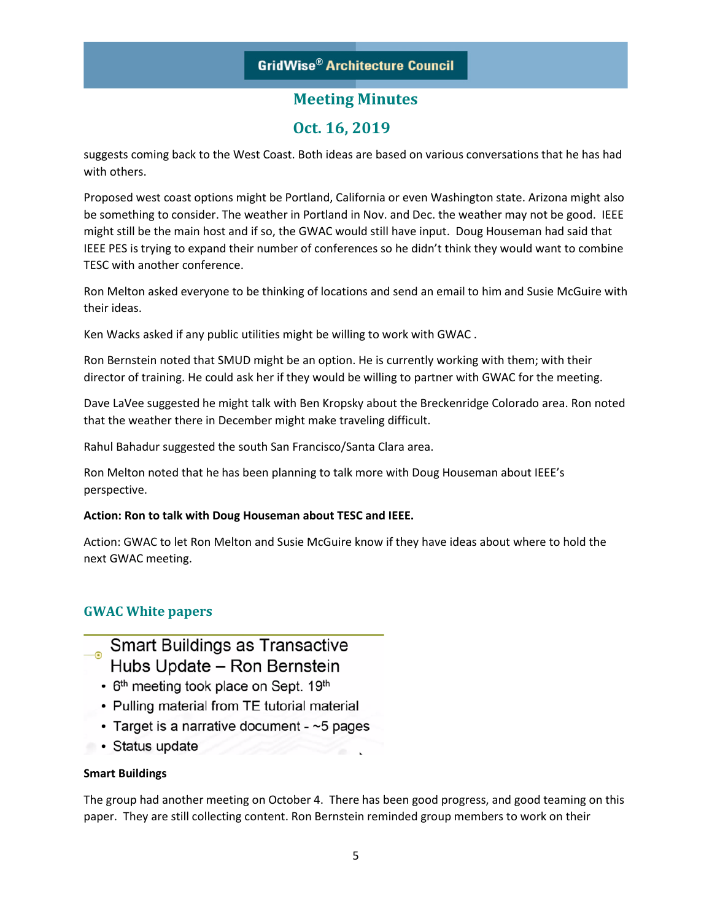suggests coming back to the West Coast. Both ideas are based on various conversations that he has had with others.

Proposed west coast options might be Portland, California or even Washington state. Arizona might also be something to consider. The weather in Portland in Nov. and Dec. the weather may not be good. IEEE might still be the main host and if so, the GWAC would still have input. Doug Houseman had said that IEEE PES is trying to expand their number of conferences so he didn't think they would want to combine TESC with another conference.

Ron Melton asked everyone to be thinking of locations and send an email to him and Susie McGuire with their ideas.

Ken Wacks asked if any public utilities might be willing to work with GWAC .

Ron Bernstein noted that SMUD might be an option. He is currently working with them; with their director of training. He could ask her if they would be willing to partner with GWAC for the meeting.

Dave LaVee suggested he might talk with Ben Kropsky about the Breckenridge Colorado area. Ron noted that the weather there in December might make traveling difficult.

Rahul Bahadur suggested the south San Francisco/Santa Clara area.

Ron Melton noted that he has been planning to talk more with Doug Houseman about IEEE's perspective.

**Action: Ron to talk with Doug Houseman about TESC and IEEE.**

Action: GWAC to let Ron Melton and Susie McGuire know if they have ideas about where to hold the next GWAC meeting.

## GWAC White papers

### Smart Buildings as Transactive Hubs Update – Ron Bernstein

- 6th meeting took place on Sept. 19th
- Pulling material from TE tutorial material
- Target is a narrative document - ~5 pages
- Status update

**Smart Buildings**

The group had another meeting on October 4. There has been good progress, and good teaming on this paper. They are still collecting content. Ron Bernstein reminded group members to work on their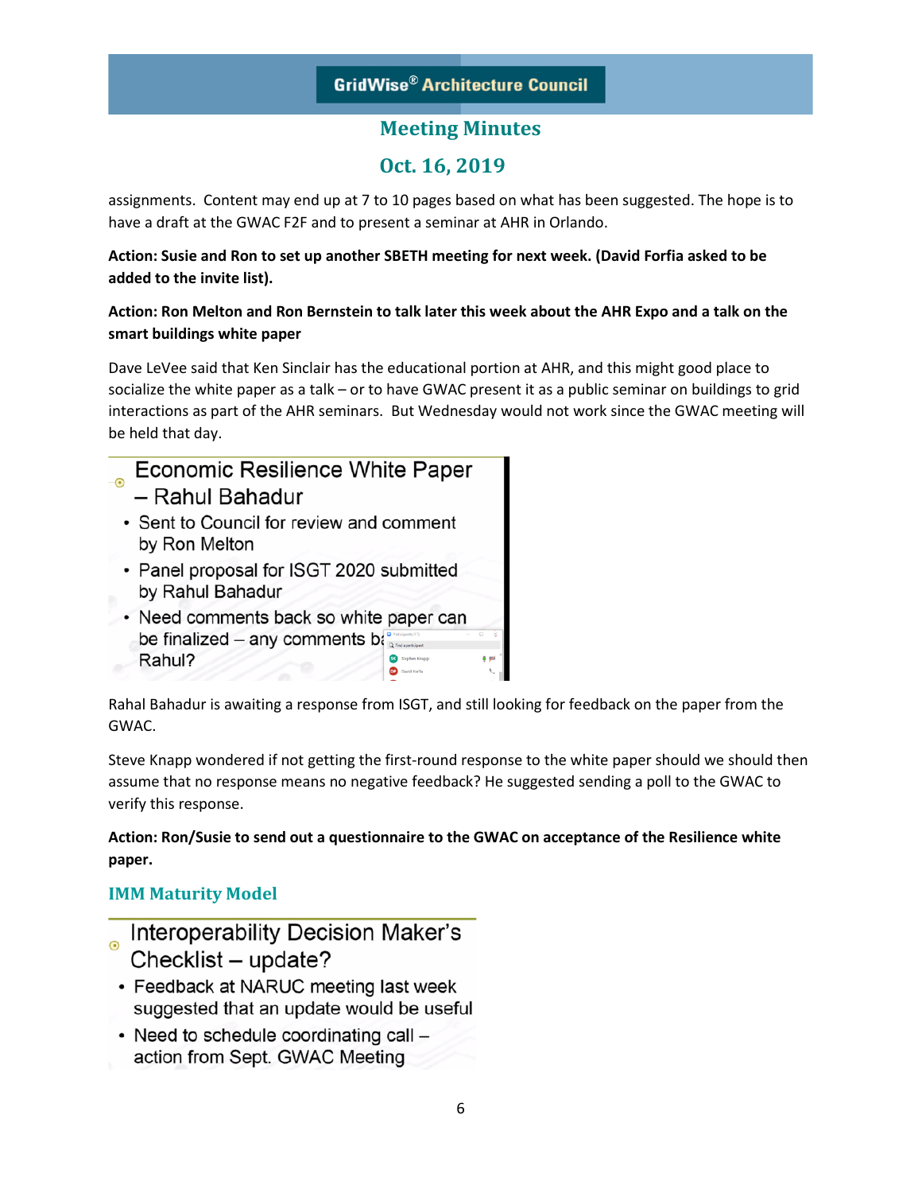assignments. Content may end up at 7 to 10 pages based on what has been suggested. The hope is to have a draft at the GWAC F2F and to present a seminar at AHR in Orlando.

**Action: Susie and Ron to set up another SBETH meeting for next week. (David Forfia asked to be added to the invite list).**

**Action: Ron Melton and Ron Bernstein to talk later this week about the AHR Expo and a talk on the smart buildings white paper**

Dave LeVee said that Ken Sinclair has the educational portion at AHR, and this might good place to socialize the white paper as a talk – or to have GWAC present it as a public seminar on buildings to grid interactions as part of the AHR seminars. But Wednesday would not work since the GWAC meeting will be held that day.

Economic Resilience White Paper – Rahul Bahadur

- Sent to Council for review and comment by Ron Melton
- Panel proposal for ISGT 2020 submitted by Rahul Bahadur
- Need comments back so white paper can be finalized – any comments back to Rahul?

Rahal Bahadur is awaiting a response from ISGT, and still looking for feedback on the paper from the GWAC.

Steve Knapp wondered if not getting the first-round response to the white paper should we should then assume that no response means no negative feedback? He suggested sending a poll to the GWAC to verify this response.

**Action: Ron/Susie to send out a questionnaire to the GWAC on acceptance of the Resilience white paper.**

## IMM Maturity Model

Interoperability Decision Maker's Checklist – update?

- Feedback at NARUC meeting last week suggested that an update would be useful
- Need to schedule coordinating call – action from Sept. GWAC Meeting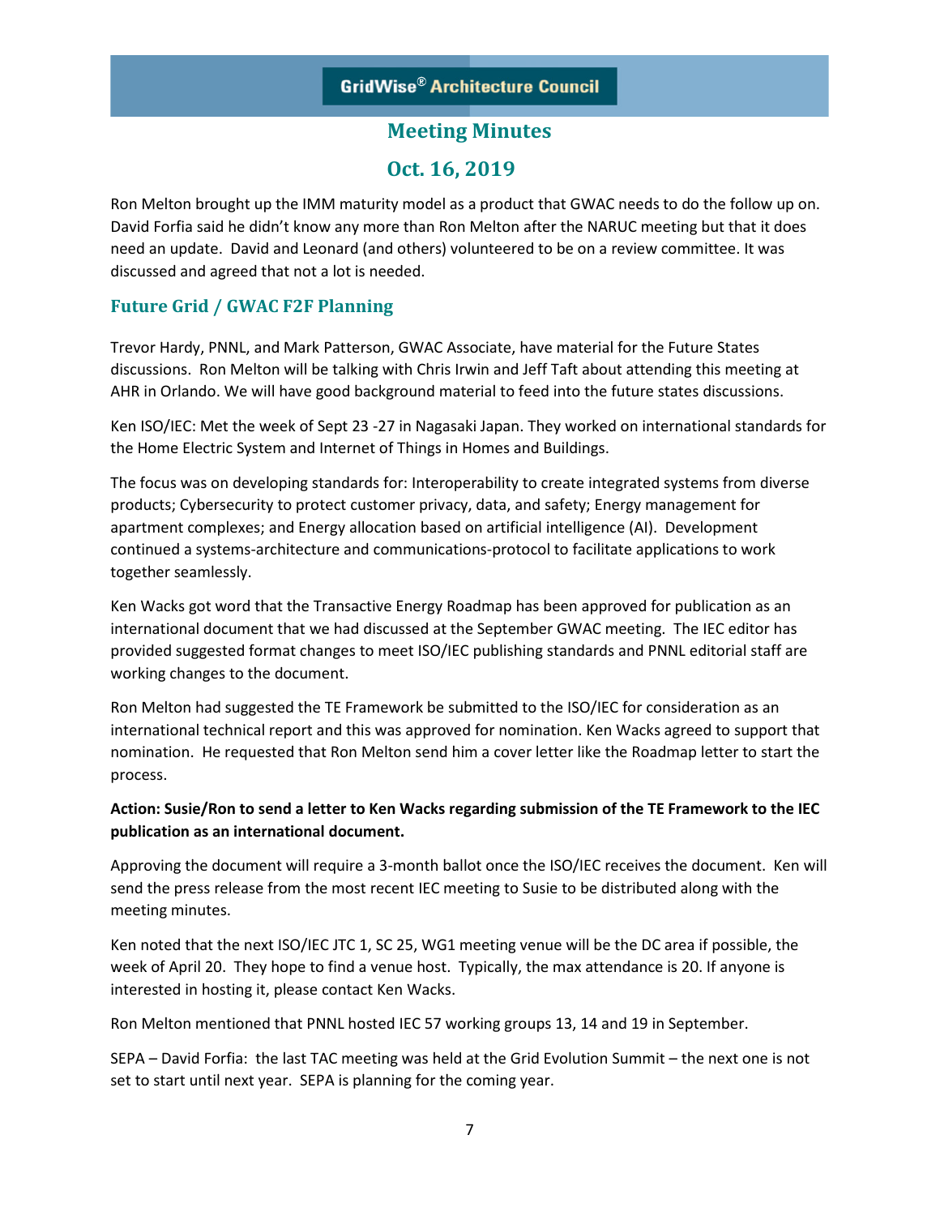Ron Melton brought up the IMM maturity model as a product that GWAC needs to do the follow up on. David Forfia said he didn't know any more than Ron Melton after the NARUC meeting but that it does need an update. David and Leonard (and others) volunteered to be on a review committee. It was discussed and agreed that not a lot is needed.

## Future Grid / GWAC F2F Planning

Trevor Hardy, PNNL, and Mark Patterson, GWAC Associate, have material for the Future States discussions. Ron Melton will be talking with Chris Irwin and Jeff Taft about attending this meeting at AHR in Orlando. We will have good background material to feed into the future states discussions.

Ken ISO/IEC: Met the week of Sept 23 -27 in Nagasaki Japan. They worked on international standards for the Home Electric System and Internet of Things in Homes and Buildings.

The focus was on developing standards for: Interoperability to create integrated systems from diverse products; Cybersecurity to protect customer privacy, data, and safety; Energy management for apartment complexes; and Energy allocation based on artificial intelligence (AI). Development continued a systems-architecture and communications-protocol to facilitate applications to work together seamlessly.

Ken Wacks got word that the Transactive Energy Roadmap has been approved for publication as an international document that we had discussed at the September GWAC meeting. The IEC editor has provided suggested format changes to meet ISO/IEC publishing standards and PNNL editorial staff are working changes to the document.

Ron Melton had suggested the TE Framework be submitted to the ISO/IEC for consideration as an international technical report and this was approved for nomination. Ken Wacks agreed to support that nomination. He requested that Ron Melton send him a cover letter like the Roadmap letter to start the process.

**Action: Susie/Ron to send a letter to Ken Wacks regarding submission of the TE Framework to the IEC publication as an international document.**

Approving the document will require a 3-month ballot once the ISO/IEC receives the document. Ken will send the press release from the most recent IEC meeting to Susie to be distributed along with the meeting minutes.

Ken noted that the next ISO/IEC JTC 1, SC 25, WG1 meeting venue will be the DC area if possible, the week of April 20. They hope to find a venue host. Typically, the max attendance is 20. If anyone is interested in hosting it, please contact Ken Wacks.

Ron Melton mentioned that PNNL hosted IEC 57 working groups 13, 14 and 19 in September.

SEPA – David Forfia: the last TAC meeting was held at the Grid Evolution Summit – the next one is not set to start until next year. SEPA is planning for the coming year.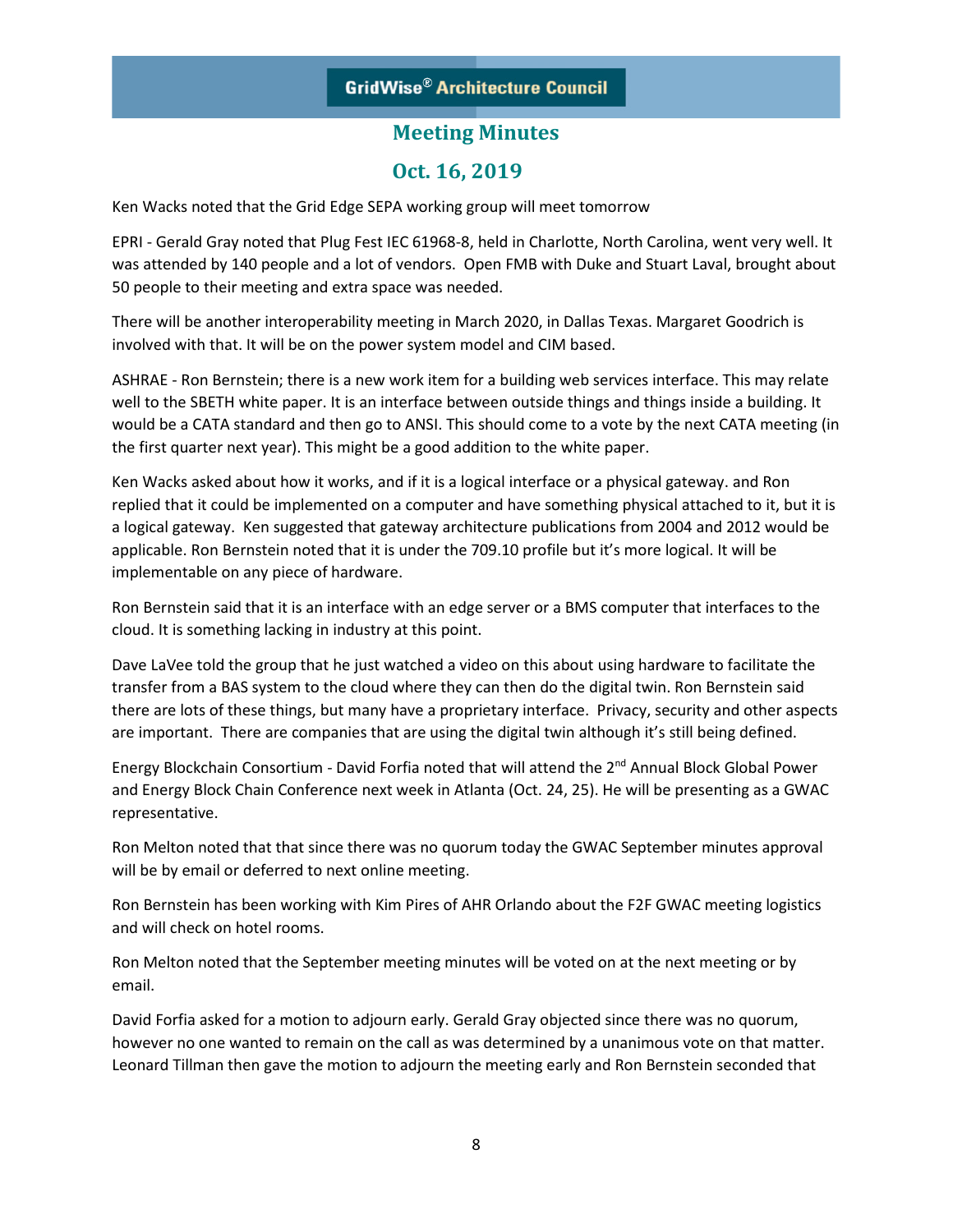Ken Wacks noted that the Grid Edge SEPA working group will meet tomorrow

EPRI - Gerald Gray noted that Plug Fest IEC 61968-8, held in Charlotte, North Carolina, went very well. It was attended by 140 people and a lot of vendors. Open FMB with Duke and Stuart Laval, brought about 50 people to their meeting and extra space was needed.

There will be another interoperability meeting in March 2020, in Dallas Texas. Margaret Goodrich is involved with that. It will be on the power system model and CIM based.

ASHRAE - Ron Bernstein; there is a new work item for a building web services interface. This may relate well to the SBETH white paper. It is an interface between outside things and things inside a building. It would be a CATA standard and then go to ANSI. This should come to a vote by the next CATA meeting (in the first quarter next year). This might be a good addition to the white paper.

Ken Wacks asked about how it works, and if it is a logical interface or a physical gateway. and Ron replied that it could be implemented on a computer and have something physical attached to it, but it is a logical gateway. Ken suggested that gateway architecture publications from 2004 and 2012 would be applicable. Ron Bernstein noted that it is under the 709.10 profile but it's more logical. It will be implementable on any piece of hardware.

Ron Bernstein said that it is an interface with an edge server or a BMS computer that interfaces to the cloud. It is something lacking in industry at this point.

Dave LaVee told the group that he just watched a video on this about using hardware to facilitate the transfer from a BAS system to the cloud where they can then do the digital twin. Ron Bernstein said there are lots of these things, but many have a proprietary interface. Privacy, security and other aspects are important. There are companies that are using the digital twin although it's still being defined.

Energy Blockchain Consortium - David Forfia noted that will attend the 2nd Annual Block Global Power and Energy Block Chain Conference next week in Atlanta (Oct. 24, 25). He will be presenting as a GWAC representative.

Ron Melton noted that that since there was no quorum today the GWAC September minutes approval will be by email or deferred to next online meeting.

Ron Bernstein has been working with Kim Pires of AHR Orlando about the F2F GWAC meeting logistics and will check on hotel rooms.

Ron Melton noted that the September meeting minutes will be voted on at the next meeting or by email.

David Forfia asked for a motion to adjourn early. Gerald Gray objected since there was no quorum, however no one wanted to remain on the call as was determined by a unanimous vote on that matter. Leonard Tillman then gave the motion to adjourn the meeting early and Ron Bernstein seconded that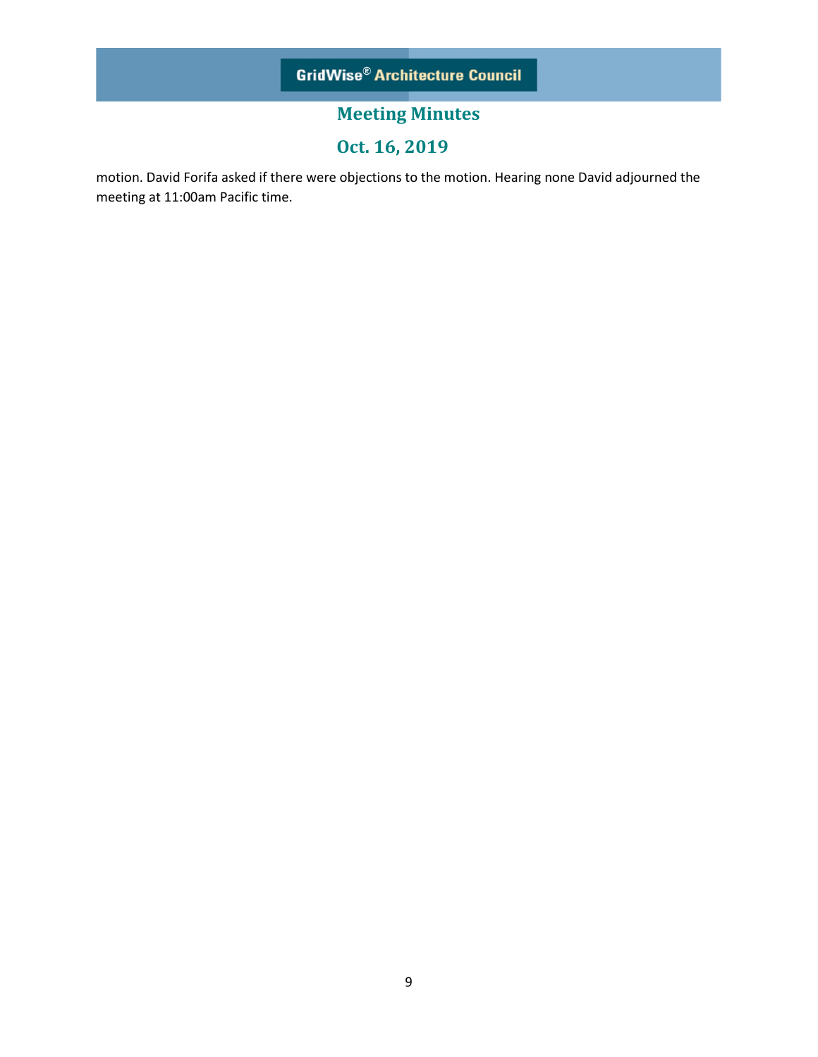motion. David Forifa asked if there were objections to the motion. Hearing none David adjourned the meeting at 11:00am Pacific time.